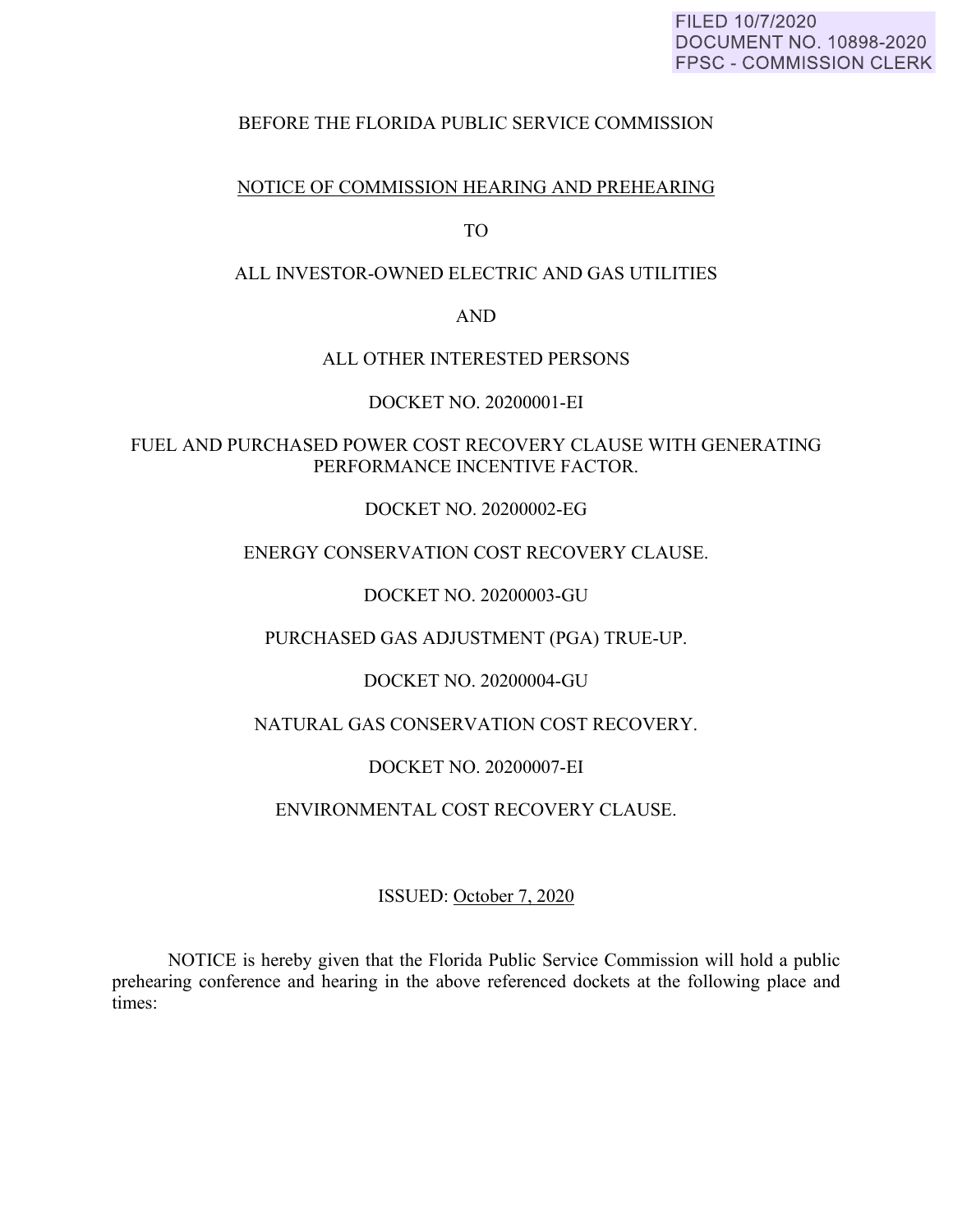FILED 10/7/2020
DOCUMENT NO. 10898-2020
FPSC - COMMISSION CLERK

BEFORE THE FLORIDA PUBLIC SERVICE COMMISSION

NOTICE OF COMMISSION HEARING AND PREHEARING

TO

ALL INVESTOR-OWNED ELECTRIC AND GAS UTILITIES

AND

ALL OTHER INTERESTED PERSONS

DOCKET NO. 20200001-EI

FUEL AND PURCHASED POWER COST RECOVERY CLAUSE WITH GENERATING PERFORMANCE INCENTIVE FACTOR.

DOCKET NO. 20200002-EG

ENERGY CONSERVATION COST RECOVERY CLAUSE.

DOCKET NO. 20200003-GU

PURCHASED GAS ADJUSTMENT (PGA) TRUE-UP.

DOCKET NO. 20200004-GU

NATURAL GAS CONSERVATION COST RECOVERY.

DOCKET NO. 20200007-EI

ENVIRONMENTAL COST RECOVERY CLAUSE.

ISSUED: October 7, 2020

NOTICE is hereby given that the Florida Public Service Commission will hold a public prehearing conference and hearing in the above referenced dockets at the following place and times: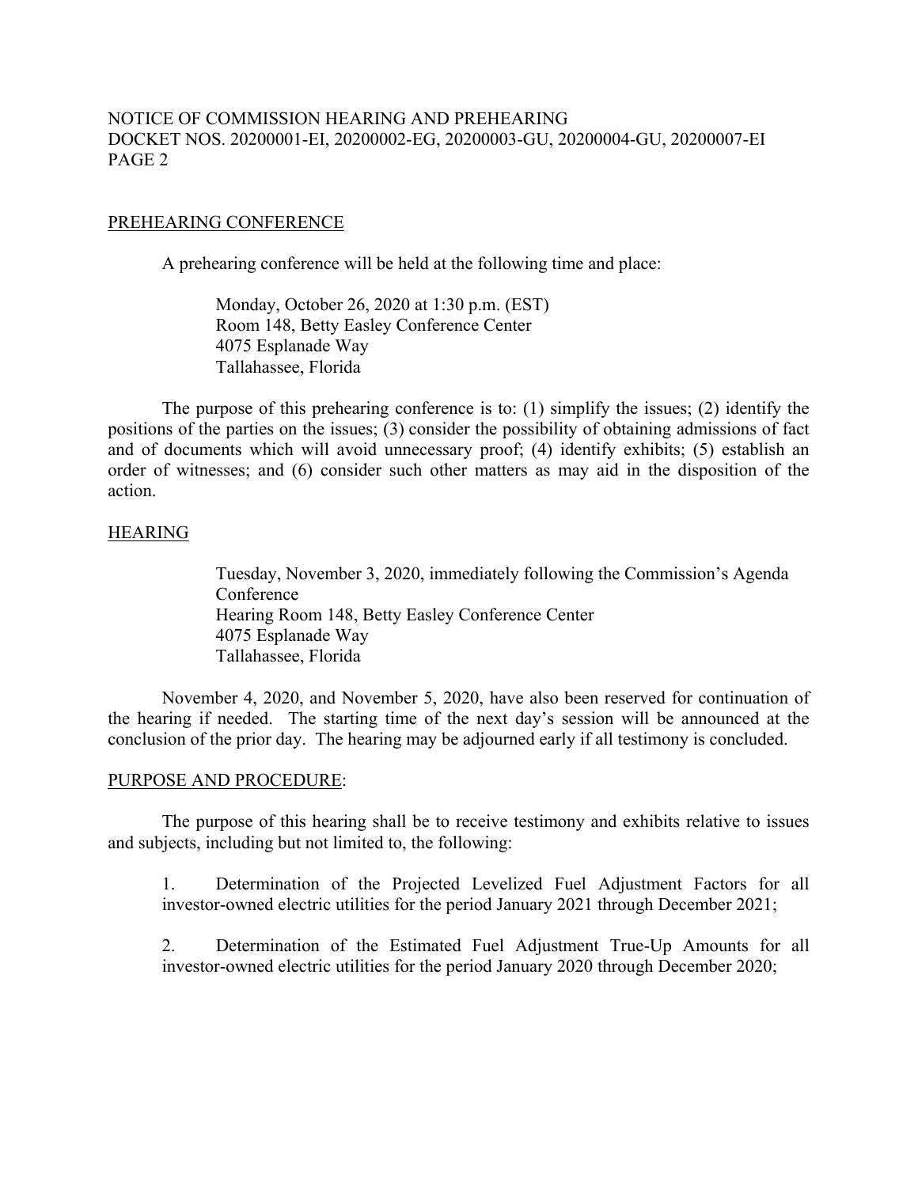## PREHEARING CONFERENCE

A prehearing conference will be held at the following time and place:

> Monday, October 26, 2020 at 1:30 p.m. (EST)
> Room 148, Betty Easley Conference Center
> 4075 Esplanade Way
> Tallahassee, Florida

The purpose of this prehearing conference is to: (1) simplify the issues; (2) identify the positions of the parties on the issues; (3) consider the possibility of obtaining admissions of fact and of documents which will avoid unnecessary proof; (4) identify exhibits; (5) establish an order of witnesses; and (6) consider such other matters as may aid in the disposition of the action.

## HEARING

> Tuesday, November 3, 2020, immediately following the Commission's Agenda Conference
> Hearing Room 148, Betty Easley Conference Center
> 4075 Esplanade Way
> Tallahassee, Florida

November 4, 2020, and November 5, 2020, have also been reserved for continuation of the hearing if needed. The starting time of the next day's session will be announced at the conclusion of the prior day. The hearing may be adjourned early if all testimony is concluded.

## PURPOSE AND PROCEDURE:

The purpose of this hearing shall be to receive testimony and exhibits relative to issues and subjects, including but not limited to, the following:

1. Determination of the Projected Levelized Fuel Adjustment Factors for all investor-owned electric utilities for the period January 2021 through December 2021;

2. Determination of the Estimated Fuel Adjustment True-Up Amounts for all investor-owned electric utilities for the period January 2020 through December 2020;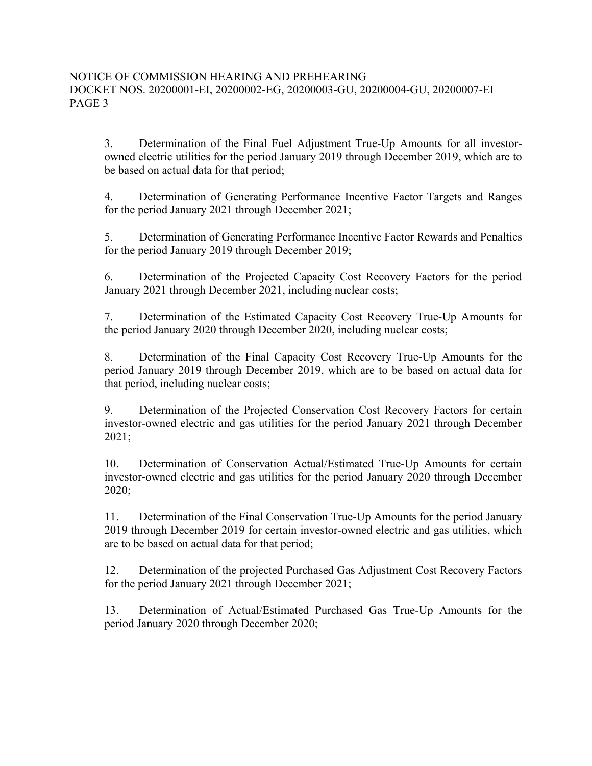3. Determination of the Final Fuel Adjustment True-Up Amounts for all investor-owned electric utilities for the period January 2019 through December 2019, which are to be based on actual data for that period;

4. Determination of Generating Performance Incentive Factor Targets and Ranges for the period January 2021 through December 2021;

5. Determination of Generating Performance Incentive Factor Rewards and Penalties for the period January 2019 through December 2019;

6. Determination of the Projected Capacity Cost Recovery Factors for the period January 2021 through December 2021, including nuclear costs;

7. Determination of the Estimated Capacity Cost Recovery True-Up Amounts for the period January 2020 through December 2020, including nuclear costs;

8. Determination of the Final Capacity Cost Recovery True-Up Amounts for the period January 2019 through December 2019, which are to be based on actual data for that period, including nuclear costs;

9. Determination of the Projected Conservation Cost Recovery Factors for certain investor-owned electric and gas utilities for the period January 2021 through December 2021;

10. Determination of Conservation Actual/Estimated True-Up Amounts for certain investor-owned electric and gas utilities for the period January 2020 through December 2020;

11. Determination of the Final Conservation True-Up Amounts for the period January 2019 through December 2019 for certain investor-owned electric and gas utilities, which are to be based on actual data for that period;

12. Determination of the projected Purchased Gas Adjustment Cost Recovery Factors for the period January 2021 through December 2021;

13. Determination of Actual/Estimated Purchased Gas True-Up Amounts for the period January 2020 through December 2020;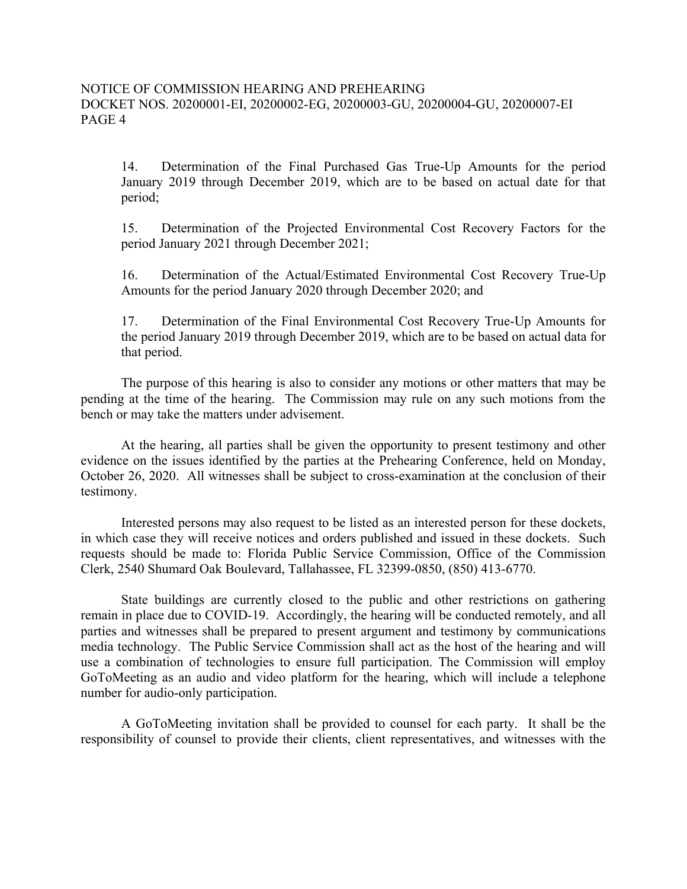14. Determination of the Final Purchased Gas True-Up Amounts for the period January 2019 through December 2019, which are to be based on actual date for that period;

15. Determination of the Projected Environmental Cost Recovery Factors for the period January 2021 through December 2021;

16. Determination of the Actual/Estimated Environmental Cost Recovery True-Up Amounts for the period January 2020 through December 2020; and

17. Determination of the Final Environmental Cost Recovery True-Up Amounts for the period January 2019 through December 2019, which are to be based on actual data for that period.

The purpose of this hearing is also to consider any motions or other matters that may be pending at the time of the hearing. The Commission may rule on any such motions from the bench or may take the matters under advisement.

At the hearing, all parties shall be given the opportunity to present testimony and other evidence on the issues identified by the parties at the Prehearing Conference, held on Monday, October 26, 2020. All witnesses shall be subject to cross-examination at the conclusion of their testimony.

Interested persons may also request to be listed as an interested person for these dockets, in which case they will receive notices and orders published and issued in these dockets. Such requests should be made to: Florida Public Service Commission, Office of the Commission Clerk, 2540 Shumard Oak Boulevard, Tallahassee, FL 32399-0850, (850) 413-6770.

State buildings are currently closed to the public and other restrictions on gathering remain in place due to COVID-19. Accordingly, the hearing will be conducted remotely, and all parties and witnesses shall be prepared to present argument and testimony by communications media technology. The Public Service Commission shall act as the host of the hearing and will use a combination of technologies to ensure full participation. The Commission will employ GoToMeeting as an audio and video platform for the hearing, which will include a telephone number for audio-only participation.

A GoToMeeting invitation shall be provided to counsel for each party. It shall be the responsibility of counsel to provide their clients, client representatives, and witnesses with the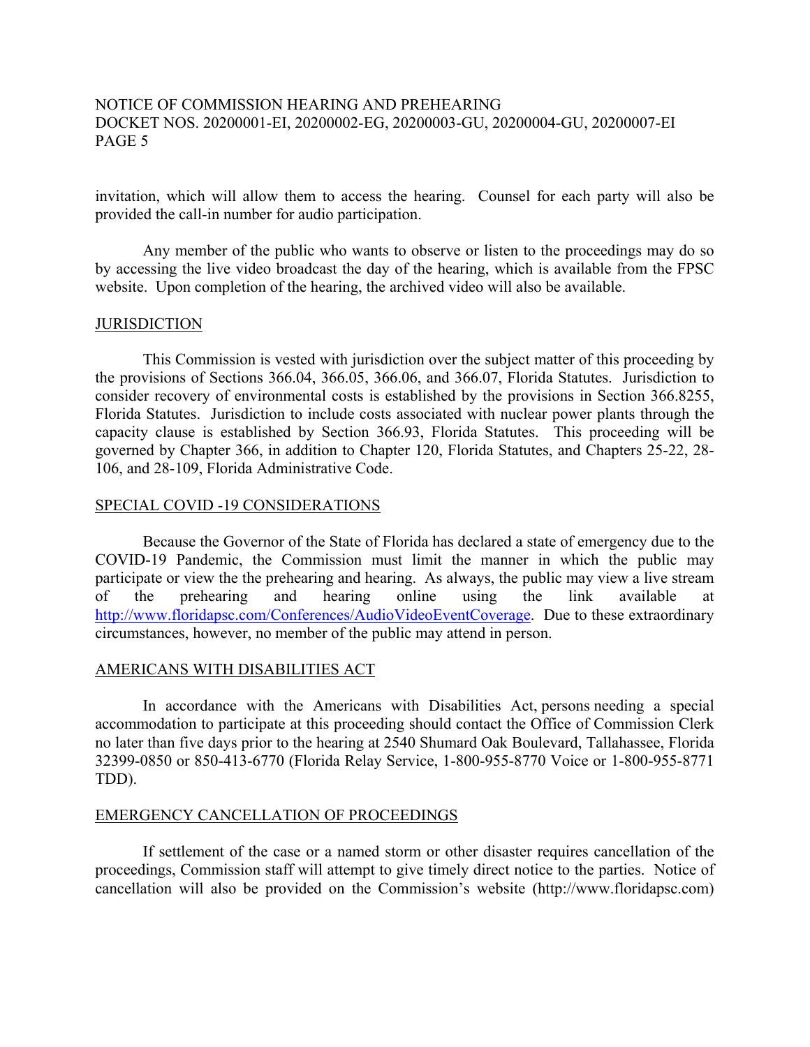invitation, which will allow them to access the hearing. Counsel for each party will also be provided the call-in number for audio participation.

Any member of the public who wants to observe or listen to the proceedings may do so by accessing the live video broadcast the day of the hearing, which is available from the FPSC website. Upon completion of the hearing, the archived video will also be available.

## JURISDICTION

This Commission is vested with jurisdiction over the subject matter of this proceeding by the provisions of Sections 366.04, 366.05, 366.06, and 366.07, Florida Statutes. Jurisdiction to consider recovery of environmental costs is established by the provisions in Section 366.8255, Florida Statutes. Jurisdiction to include costs associated with nuclear power plants through the capacity clause is established by Section 366.93, Florida Statutes. This proceeding will be governed by Chapter 366, in addition to Chapter 120, Florida Statutes, and Chapters 25-22, 28-106, and 28-109, Florida Administrative Code.

## SPECIAL COVID -19 CONSIDERATIONS

Because the Governor of the State of Florida has declared a state of emergency due to the COVID-19 Pandemic, the Commission must limit the manner in which the public may participate or view the the prehearing and hearing. As always, the public may view a live stream of the prehearing and hearing online using the link available at http://www.floridapsc.com/Conferences/AudioVideoEventCoverage. Due to these extraordinary circumstances, however, no member of the public may attend in person.

## AMERICANS WITH DISABILITIES ACT

In accordance with the Americans with Disabilities Act, persons needing a special accommodation to participate at this proceeding should contact the Office of Commission Clerk no later than five days prior to the hearing at 2540 Shumard Oak Boulevard, Tallahassee, Florida 32399-0850 or 850-413-6770 (Florida Relay Service, 1-800-955-8770 Voice or 1-800-955-8771 TDD).

## EMERGENCY CANCELLATION OF PROCEEDINGS

If settlement of the case or a named storm or other disaster requires cancellation of the proceedings, Commission staff will attempt to give timely direct notice to the parties. Notice of cancellation will also be provided on the Commission's website (http://www.floridapsc.com)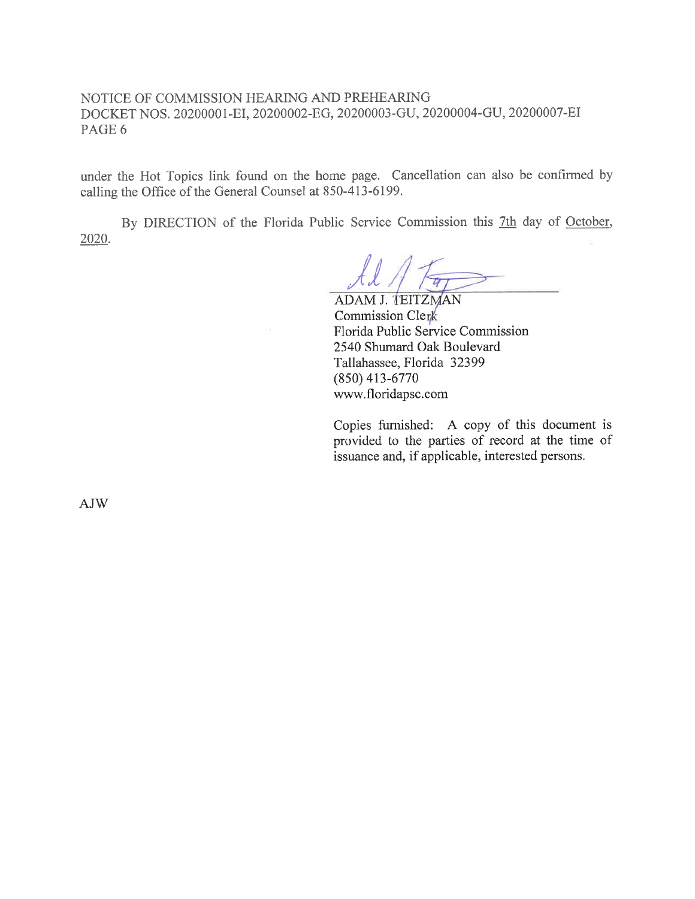under the Hot Topics link found on the home page. Cancellation can also be confirmed by calling the Office of the General Counsel at 850-413-6199.

By DIRECTION of the Florida Public Service Commission this 7th day of October, 2020.

ADAM J. TEITZMAN
Commission Clerk
Florida Public Service Commission
2540 Shumard Oak Boulevard
Tallahassee, Florida 32399
(850) 413-6770
www.floridapsc.com

Copies furnished: A copy of this document is provided to the parties of record at the time of issuance and, if applicable, interested persons.

AJW